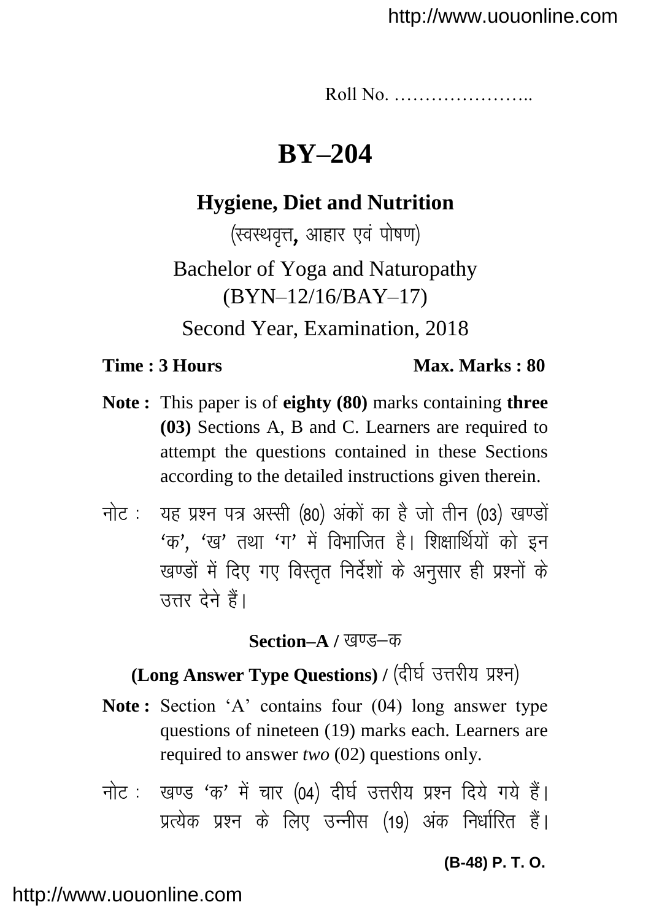Roll No. …………………..

# BY–204

## Hygiene, Diet and Nutrition

(स्वस्थवृत्त**,** आहार एवं पोषण)

Bachelor of Yoga and Naturopathy (BYN–12/16/BAY–17)

Second Year, Examination, 2018

**Time : 3 Hours** **Max. Marks : 80**

**Note :** This paper is of **eighty (80)** marks containing **three (03)** Sections A, B and C. Learners are required to attempt the questions contained in these Sections according to the detailed instructions given therein.

नोट : यह प्रश्न पत्र अस्सी (80) अंकों का है जो तीन (03) खण्डों 'क', 'ख' तथा 'ग' में विभाजित है। शिक्षार्थियों को इन खण्डों में दिए गए विस्तृत निर्देशों के अनुसार ही प्रश्नों के उत्तर देने हैं।

### Section–A / खण्ड–क

### (Long Answer Type Questions) / (दीर्घ उत्तरीय प्रश्न)

**Note :** Section 'A' contains four (04) long answer type questions of nineteen (19) marks each. Learners are required to answer *two* (02) questions only.

नोट : खण्ड 'क' में चार (04) दीर्घ उत्तरीय प्रश्न दिये गये हैं। प्रत्येक प्रश्न के लिए उन्नीस (19) अंक निर्धारित हैं।

**(B-48) P. T. O.**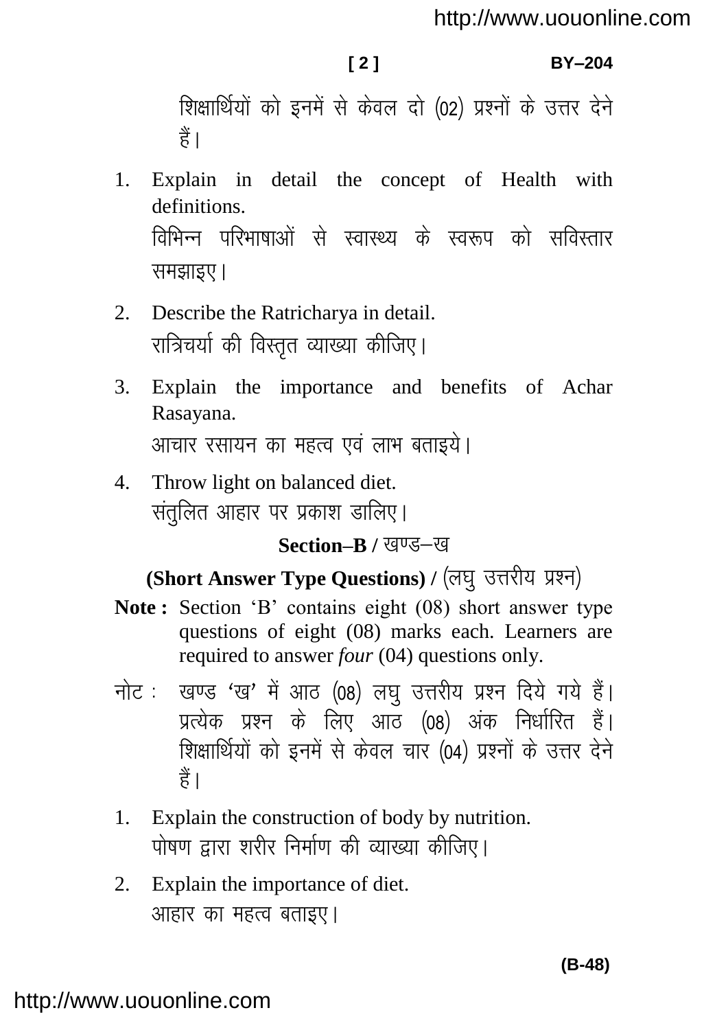शिक्षार्थियों को इनमें से केवल दो (02) प्रश्नों के उत्तर देने हैं।

1. Explain in detail the concept of Health with definitions.
   विभिन्न परिभाषाओं से स्वास्थ्य के स्वरूप को सविस्तार समझाइए।

2. Describe the Ratricharya in detail.
   रात्रिचर्या की विस्तृत व्याख्या कीजिए।

3. Explain the importance and benefits of Achar Rasayana.
   आचार रसायन का महत्व एवं लाभ बताइये।

4. Throw light on balanced diet.
   संतुलित आहार पर प्रकाश डालिए।

## Section–B / खण्ड–ख

### (Short Answer Type Questions) / (लघु उत्तरीय प्रश्न)

**Note :** Section 'B' contains eight (08) short answer type questions of eight (08) marks each. Learners are required to answer *four* (04) questions only.

नोट : खण्ड 'ख' में आठ (08) लघु उत्तरीय प्रश्न दिये गये हैं। प्रत्येक प्रश्न के लिए आठ (08) अंक निर्धारित हैं। शिक्षार्थियों को इनमें से केवल चार (04) प्रश्नों के उत्तर देने हैं।

1. Explain the construction of body by nutrition.
   पोषण द्वारा शरीर निर्माण की व्याख्या कीजिए।

2. Explain the importance of diet.
   आहार का महत्व बताइए।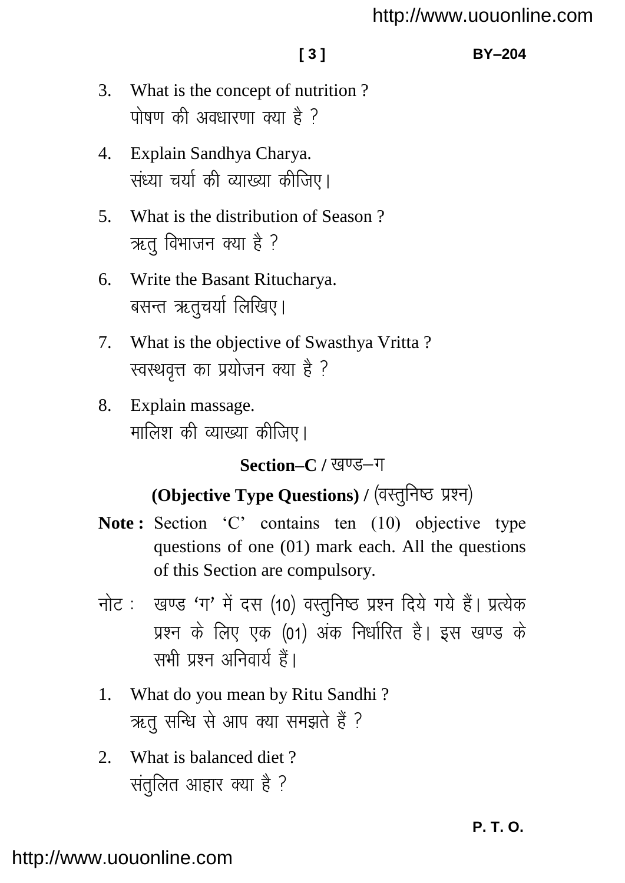3. What is the concept of nutrition ?
   पोषण की अवधारणा क्या है ?

4. Explain Sandhya Charya.
   संध्या चर्या की व्याख्या कीजिए।

5. What is the distribution of Season ?
   ऋतु विभाजन क्या है ?

6. Write the Basant Ritucharya.
   बसन्त ऋतुचर्या लिखिए।

7. What is the objective of Swasthya Vritta ?
   स्वस्थवृत्त का प्रयोजन क्या है ?

8. Explain massage.
   मालिश की व्याख्या कीजिए।

## Section–C / खण्ड–ग

### (Objective Type Questions) / (वस्तुनिष्ठ प्रश्न)

**Note :** Section 'C' contains ten (10) objective type questions of one (01) mark each. All the questions of this Section are compulsory.

नोट : खण्ड 'ग' में दस (10) वस्तुनिष्ठ प्रश्न दिये गये हैं। प्रत्येक प्रश्न के लिए एक (01) अंक निर्धारित है। इस खण्ड के सभी प्रश्न अनिवार्य हैं।

1. What do you mean by Ritu Sandhi ?
   ऋतु सन्धि से आप क्या समझते हैं ?

2. What is balanced diet ?
   संतुलित आहार क्या है ?

P. T. O.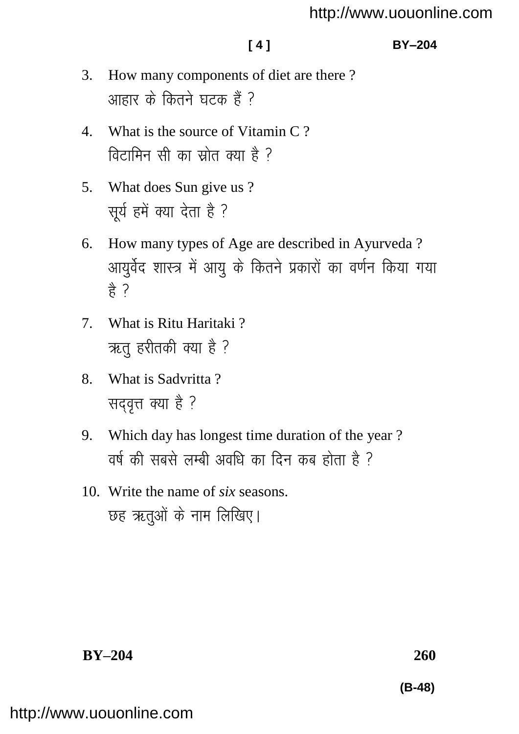3. How many components of diet are there ?
   आहार के कितने घटक हैं ?

4. What is the source of Vitamin C ?
   विटामिन सी का स्रोत क्या है ?

5. What does Sun give us ?
   सूर्य हमें क्या देता है ?

6. How many types of Age are described in Ayurveda ?
   आयुर्वेद शास्त्र में आयु के कितने प्रकारों का वर्णन किया गया है ?

7. What is Ritu Haritaki ?
   ऋतु हरीतकी क्या है ?

8. What is Sadvritta ?
   सद्‌वृत्त क्या है ?

9. Which day has longest time duration of the year ?
   वर्ष की सबसे लम्बी अवधि का दिन कब होता है ?

10. Write the name of *six* seasons.
    छह ऋतुओं के नाम लिखिए।

BY–204 260

(B-48)